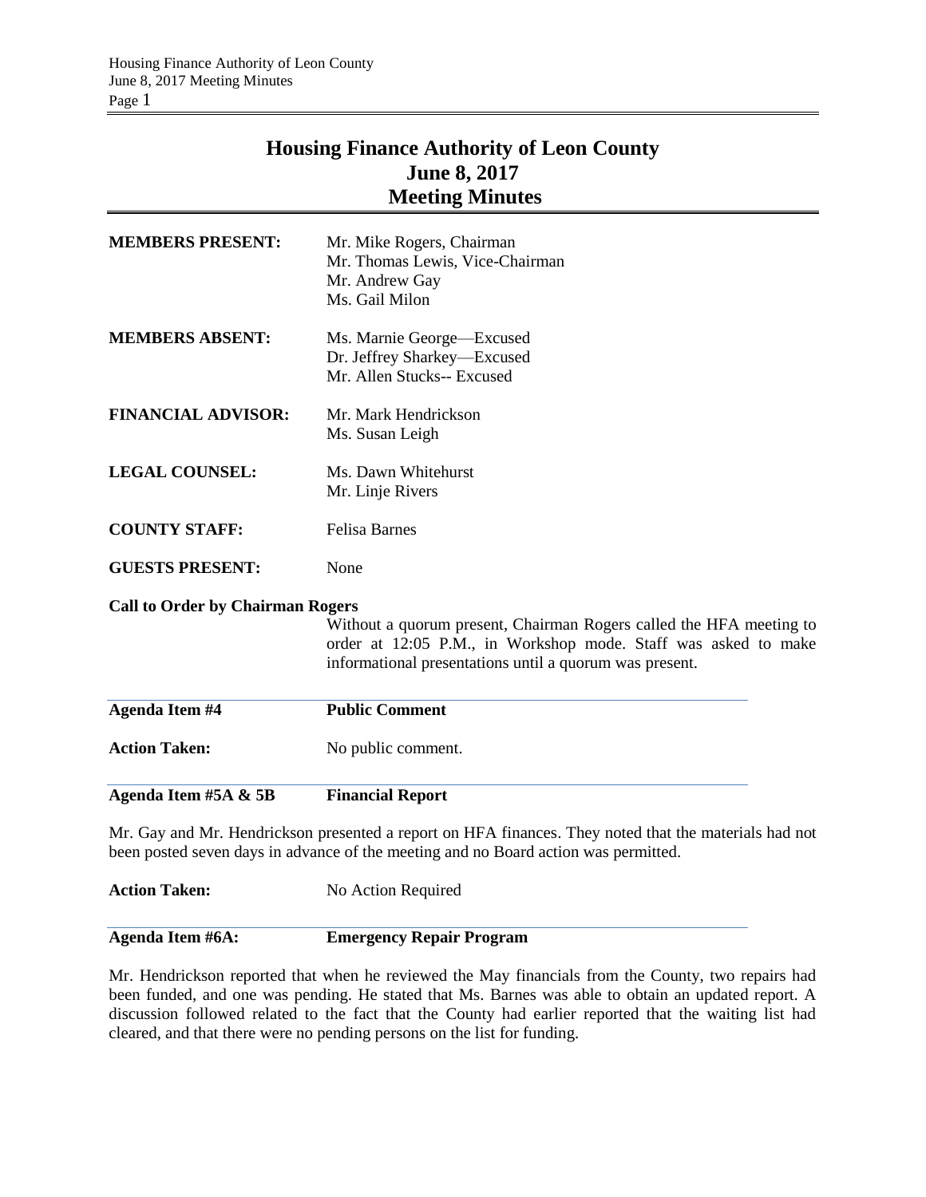# Housing Finance Authority of Leon County
## June 8, 2017
## Meeting Minutes

**MEMBERS PRESENT:** Mr. Mike Rogers, Chairman
Mr. Thomas Lewis, Vice-Chairman
Mr. Andrew Gay
Ms. Gail Milon

**MEMBERS ABSENT:** Ms. Marnie George—Excused
Dr. Jeffrey Sharkey—Excused
Mr. Allen Stucks-- Excused

**FINANCIAL ADVISOR:** Mr. Mark Hendrickson
Ms. Susan Leigh

**LEGAL COUNSEL:** Ms. Dawn Whitehurst
Mr. Linje Rivers

**COUNTY STAFF:** Felisa Barnes

**GUESTS PRESENT:** None

**Call to Order by Chairman Rogers**

Without a quorum present, Chairman Rogers called the HFA meeting to order at 12:05 P.M., in Workshop mode. Staff was asked to make informational presentations until a quorum was present.

---

**Agenda Item #4** **Public Comment**

**Action Taken:** No public comment.

---

**Agenda Item #5A & 5B** **Financial Report**

Mr. Gay and Mr. Hendrickson presented a report on HFA finances. They noted that the materials had not been posted seven days in advance of the meeting and no Board action was permitted.

**Action Taken:** No Action Required

---

**Agenda Item #6A:** **Emergency Repair Program**

Mr. Hendrickson reported that when he reviewed the May financials from the County, two repairs had been funded, and one was pending. He stated that Ms. Barnes was able to obtain an updated report. A discussion followed related to the fact that the County had earlier reported that the waiting list had cleared, and that there were no pending persons on the list for funding.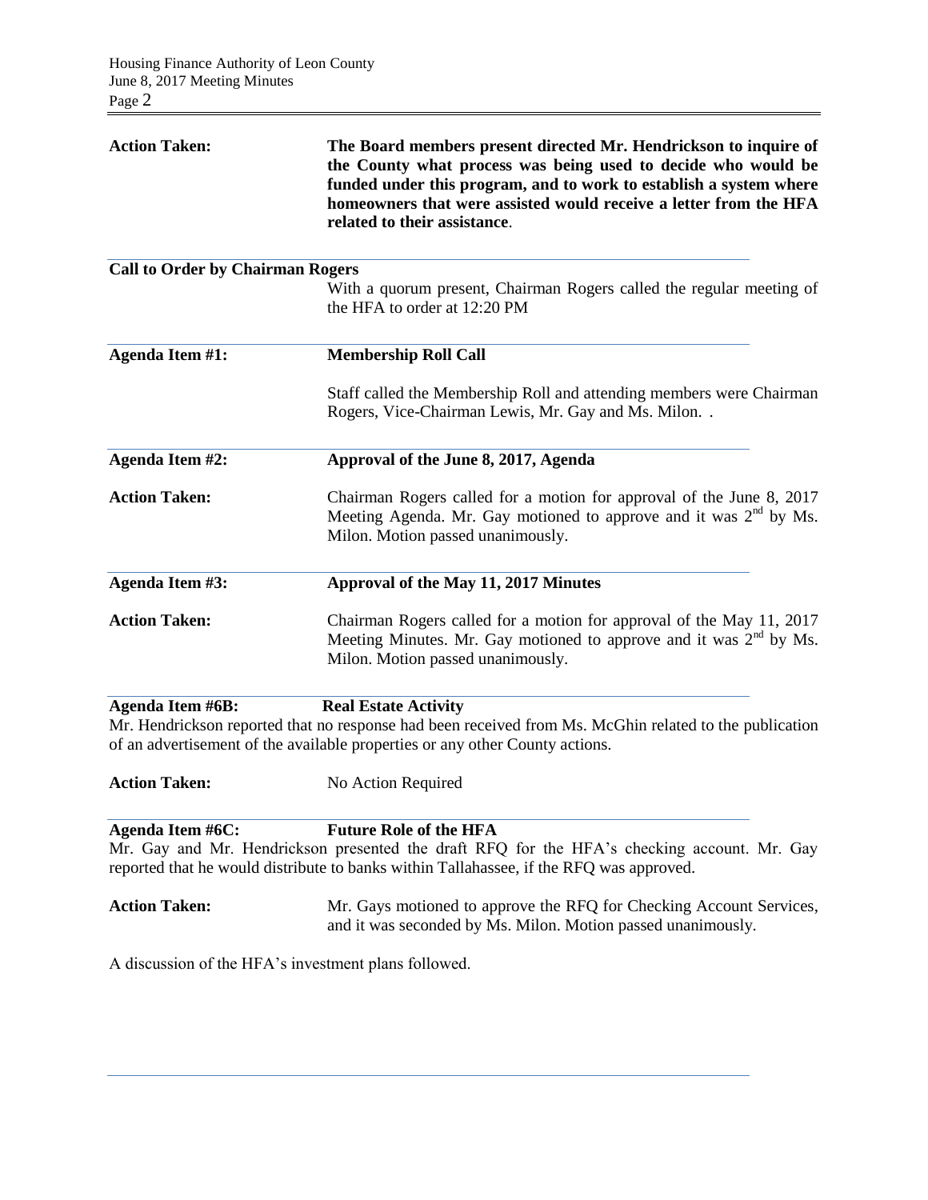**Action Taken:** **The Board members present directed Mr. Hendrickson to inquire of the County what process was being used to decide who would be funded under this program, and to work to establish a system where homeowners that were assisted would receive a letter from the HFA related to their assistance**.

**Call to Order by Chairman Rogers**

With a quorum present, Chairman Rogers called the regular meeting of the HFA to order at 12:20 PM

**Agenda Item #1:** **Membership Roll Call**

Staff called the Membership Roll and attending members were Chairman Rogers, Vice-Chairman Lewis, Mr. Gay and Ms. Milon. .

**Agenda Item #2:** **Approval of the June 8, 2017, Agenda**

**Action Taken:** Chairman Rogers called for a motion for approval of the June 8, 2017 Meeting Agenda. Mr. Gay motioned to approve and it was 2nd by Ms. Milon. Motion passed unanimously.

**Agenda Item #3:** **Approval of the May 11, 2017 Minutes**

**Action Taken:** Chairman Rogers called for a motion for approval of the May 11, 2017 Meeting Minutes. Mr. Gay motioned to approve and it was 2nd by Ms. Milon. Motion passed unanimously.

**Agenda Item #6B:** **Real Estate Activity**

Mr. Hendrickson reported that no response had been received from Ms. McGhin related to the publication of an advertisement of the available properties or any other County actions.

**Action Taken:** No Action Required

**Agenda Item #6C:** **Future Role of the HFA**

Mr. Gay and Mr. Hendrickson presented the draft RFQ for the HFA's checking account. Mr. Gay reported that he would distribute to banks within Tallahassee, if the RFQ was approved.

**Action Taken:** Mr. Gays motioned to approve the RFQ for Checking Account Services, and it was seconded by Ms. Milon. Motion passed unanimously.

A discussion of the HFA's investment plans followed.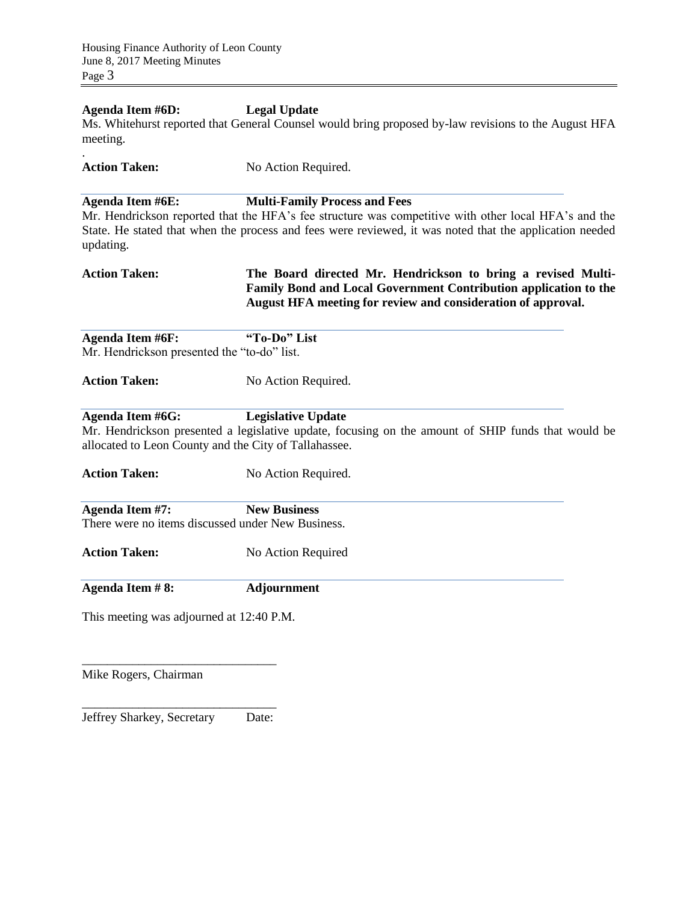**Agenda Item #6D:** **Legal Update**

Ms. Whitehurst reported that General Counsel would bring proposed by-law revisions to the August HFA meeting.

.

**Action Taken:** No Action Required.

**Agenda Item #6E:** **Multi-Family Process and Fees**

Mr. Hendrickson reported that the HFA's fee structure was competitive with other local HFA's and the State. He stated that when the process and fees were reviewed, it was noted that the application needed updating.

**Action Taken:** **The Board directed Mr. Hendrickson to bring a revised Multi-Family Bond and Local Government Contribution application to the August HFA meeting for review and consideration of approval.**

**Agenda Item #6F:** **"To-Do" List**

Mr. Hendrickson presented the "to-do" list.

**Action Taken:** No Action Required.

**Agenda Item #6G:** **Legislative Update**

Mr. Hendrickson presented a legislative update, focusing on the amount of SHIP funds that would be allocated to Leon County and the City of Tallahassee.

**Action Taken:** No Action Required.

**Agenda Item #7:** **New Business**

There were no items discussed under New Business.

**Action Taken:** No Action Required

**Agenda Item # 8:** **Adjournment**

This meeting was adjourned at 12:40 P.M.

\_\_\_\_\_\_\_\_\_\_\_\_\_\_\_\_\_\_\_\_\_\_\_\_\_\_\_\_\_\_

Mike Rogers, Chairman

\_\_\_\_\_\_\_\_\_\_\_\_\_\_\_\_\_\_\_\_\_\_\_\_\_\_\_\_\_\_

Jeffrey Sharkey, Secretary Date: